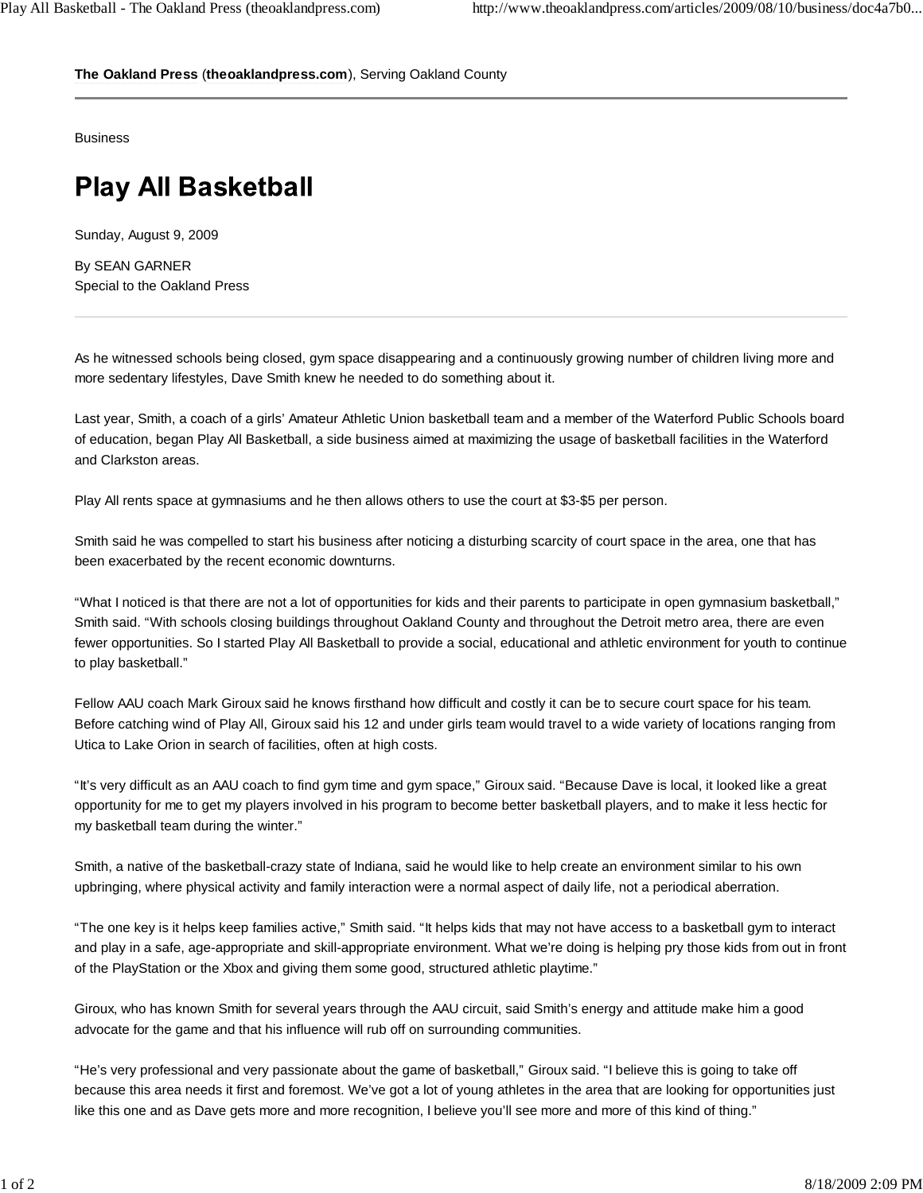**The Oakland Press** (**theoaklandpress.com**), Serving Oakland County

Business

# Play All Basketball

Sunday, August 9, 2009

By SEAN GARNER
Special to the Oakland Press

---

As he witnessed schools being closed, gym space disappearing and a continuously growing number of children living more and more sedentary lifestyles, Dave Smith knew he needed to do something about it.

Last year, Smith, a coach of a girls' Amateur Athletic Union basketball team and a member of the Waterford Public Schools board of education, began Play All Basketball, a side business aimed at maximizing the usage of basketball facilities in the Waterford and Clarkston areas.

Play All rents space at gymnasiums and he then allows others to use the court at $3-$5 per person.

Smith said he was compelled to start his business after noticing a disturbing scarcity of court space in the area, one that has been exacerbated by the recent economic downturns.

"What I noticed is that there are not a lot of opportunities for kids and their parents to participate in open gymnasium basketball," Smith said. "With schools closing buildings throughout Oakland County and throughout the Detroit metro area, there are even fewer opportunities. So I started Play All Basketball to provide a social, educational and athletic environment for youth to continue to play basketball."

Fellow AAU coach Mark Giroux said he knows firsthand how difficult and costly it can be to secure court space for his team. Before catching wind of Play All, Giroux said his 12 and under girls team would travel to a wide variety of locations ranging from Utica to Lake Orion in search of facilities, often at high costs.

"It's very difficult as an AAU coach to find gym time and gym space," Giroux said. "Because Dave is local, it looked like a great opportunity for me to get my players involved in his program to become better basketball players, and to make it less hectic for my basketball team during the winter."

Smith, a native of the basketball-crazy state of Indiana, said he would like to help create an environment similar to his own upbringing, where physical activity and family interaction were a normal aspect of daily life, not a periodical aberration.

"The one key is it helps keep families active," Smith said. "It helps kids that may not have access to a basketball gym to interact and play in a safe, age-appropriate and skill-appropriate environment. What we're doing is helping pry those kids from out in front of the PlayStation or the Xbox and giving them some good, structured athletic playtime."

Giroux, who has known Smith for several years through the AAU circuit, said Smith's energy and attitude make him a good advocate for the game and that his influence will rub off on surrounding communities.

"He's very professional and very passionate about the game of basketball," Giroux said. "I believe this is going to take off because this area needs it first and foremost. We've got a lot of young athletes in the area that are looking for opportunities just like this one and as Dave gets more and more recognition, I believe you'll see more and more of this kind of thing."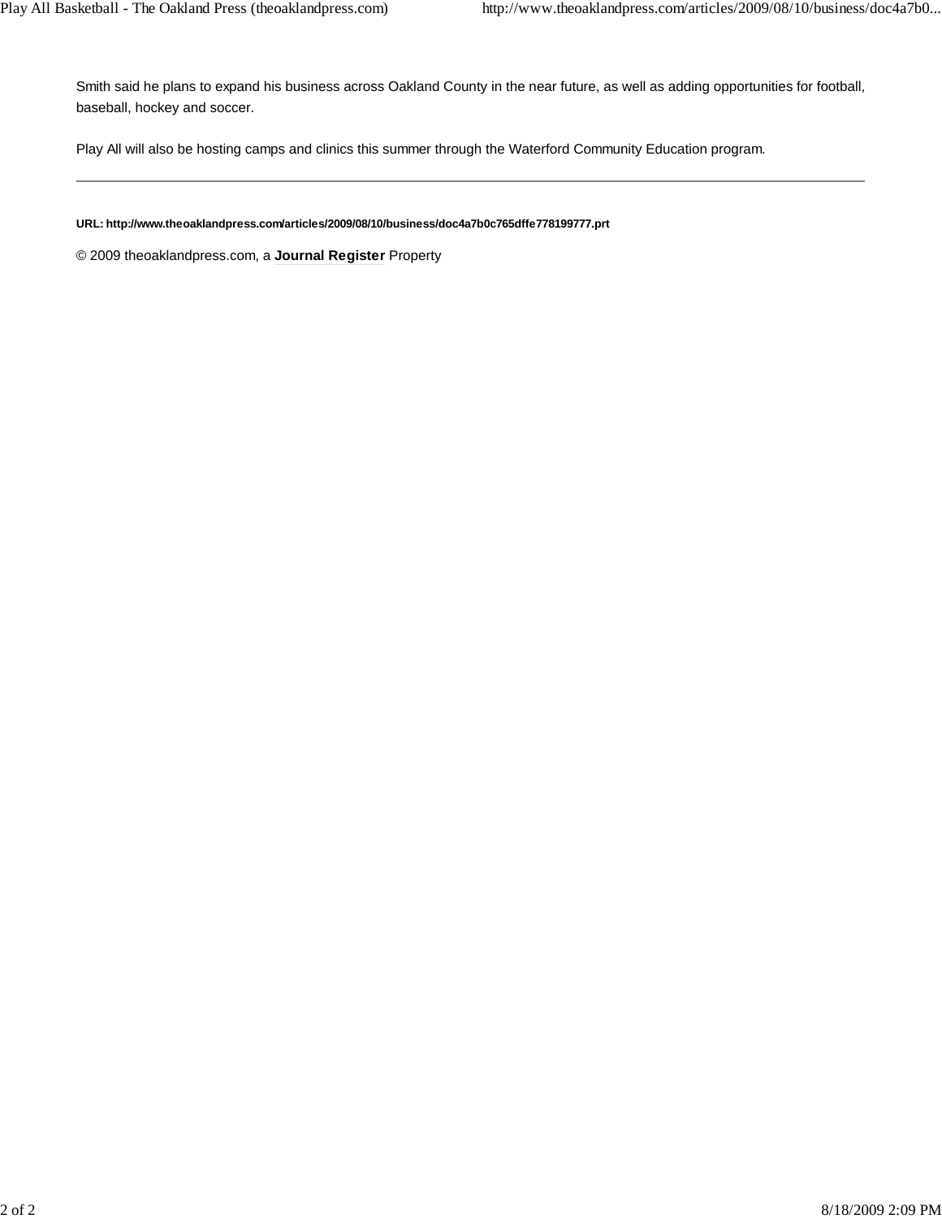Smith said he plans to expand his business across Oakland County in the near future, as well as adding opportunities for football, baseball, hockey and soccer.

Play All will also be hosting camps and clinics this summer through the Waterford Community Education program.

---

**URL: http://www.theoaklandpress.com/articles/2009/08/10/business/doc4a7b0c765dffe778199777.prt**

© 2009 theoaklandpress.com, a **Journal Register** Property